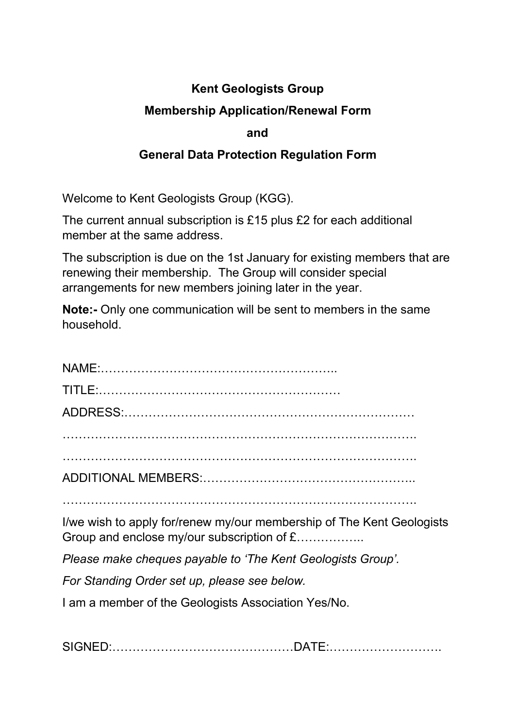**Kent Geologists Group**

**Membership Application/Renewal Form**

**and**

**General Data Protection Regulation Form**

Welcome to Kent Geologists Group (KGG).

The current annual subscription is £15 plus £2 for each additional member at the same address.

The subscription is due on the 1st January for existing members that are renewing their membership. The Group will consider special arrangements for new members joining later in the year.

**Note:-** Only one communication will be sent to members in the same household.

NAME:…………………………………………………..

TITLE:…………………………………………………

ADDRESS:……………………………………………………………

…………………………………………………………………………….

…………………………………………………………………………….

ADDITIONAL MEMBERS:……………………………………………..

…………………………………………………………………………….

I/we wish to apply for/renew my/our membership of The Kent Geologists Group and enclose my/our subscription of £……………..

*Please make cheques payable to 'The Kent Geologists Group'.*

*For Standing Order set up, please see below.*

I am a member of the Geologists Association Yes/No.

SIGNED:………………………………………DATE:……………………….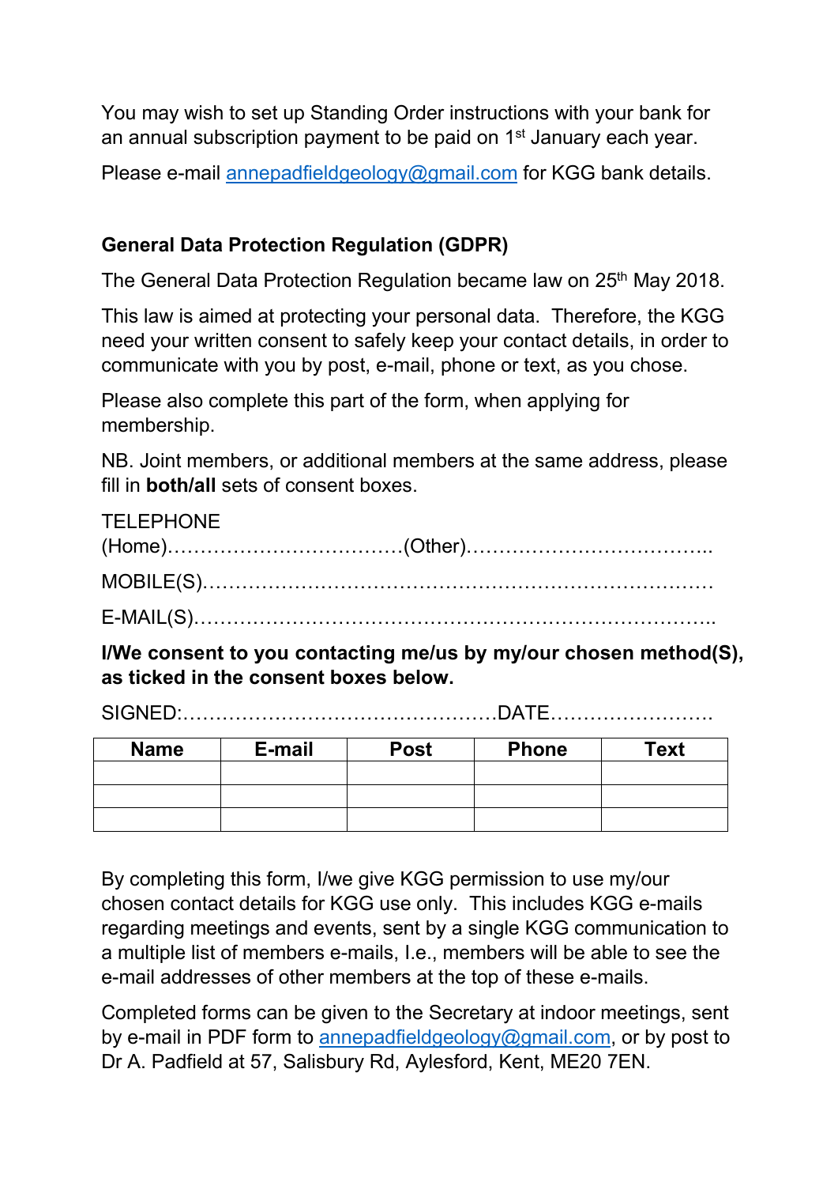You may wish to set up Standing Order instructions with your bank for an annual subscription payment to be paid on 1st January each year.

Please e-mail annepadfieldgeology@gmail.com for KGG bank details.

**General Data Protection Regulation (GDPR)**

The General Data Protection Regulation became law on 25th May 2018.

This law is aimed at protecting your personal data. Therefore, the KGG need your written consent to safely keep your contact details, in order to communicate with you by post, e-mail, phone or text, as you chose.

Please also complete this part of the form, when applying for membership.

NB. Joint members, or additional members at the same address, please fill in **both/all** sets of consent boxes.

TELEPHONE
(Home)………………………………(Other)………………………………..

MOBILE(S)……………………………………………………………………

E-MAIL(S)……………………………………………………………………..

**I/We consent to you contacting me/us by my/our chosen method(S), as ticked in the consent boxes below.**

SIGNED:…………………………………………DATE……………………..

| Name | E-mail | Post | Phone | Text |
|---|---|---|---|---|
| | | | | |
| | | | | |
| | | | | |

By completing this form, I/we give KGG permission to use my/our chosen contact details for KGG use only. This includes KGG e-mails regarding meetings and events, sent by a single KGG communication to a multiple list of members e-mails, I.e., members will be able to see the e-mail addresses of other members at the top of these e-mails.

Completed forms can be given to the Secretary at indoor meetings, sent by e-mail in PDF form to annepadfieldgeology@gmail.com, or by post to Dr A. Padfield at 57, Salisbury Rd, Aylesford, Kent, ME20 7EN.